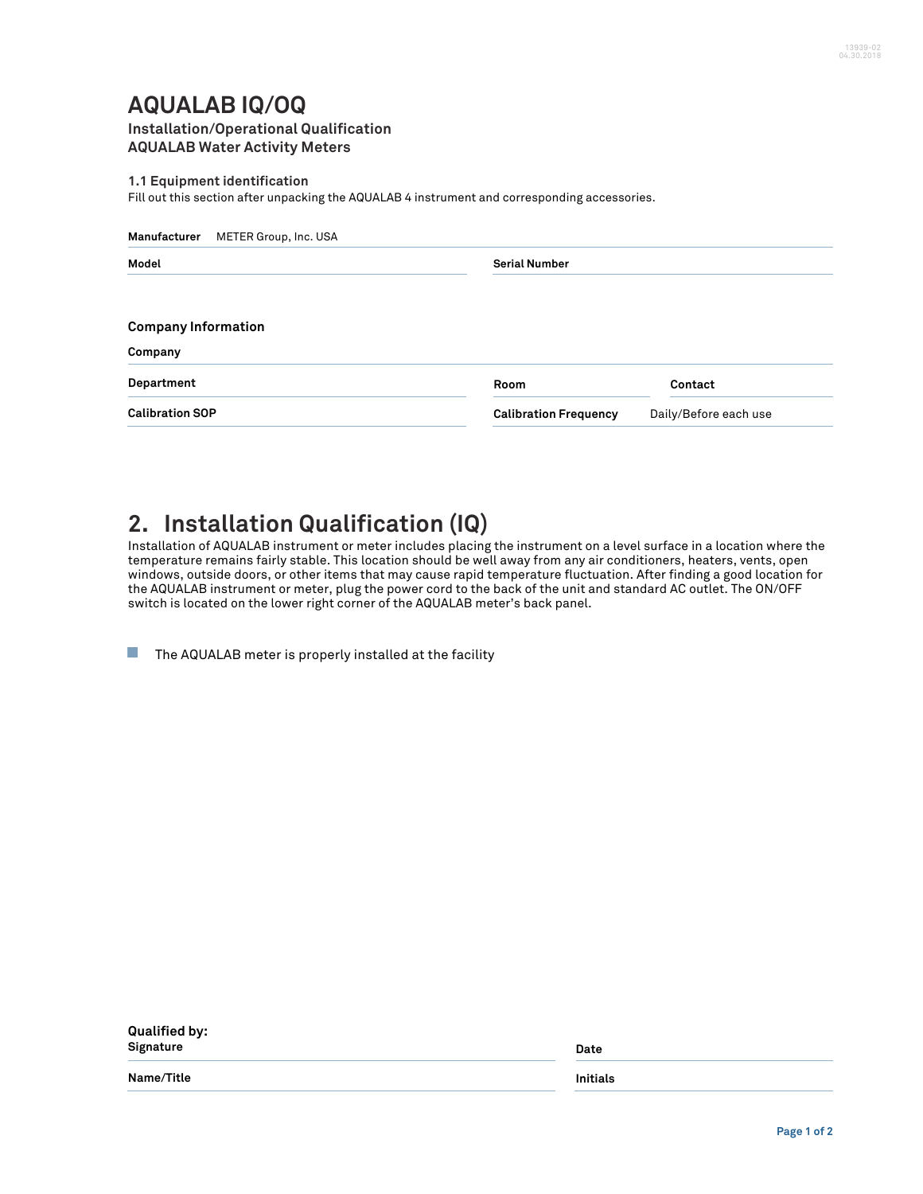# AQUALAB IQ/OQ

**Installation/Operational Qualification**
**AQUALAB Water Activity Meters**

### 1.1 Equipment identification

Fill out this section after unpacking the AQUALAB 4 instrument and corresponding accessories.

**Manufacturer** METER Group, Inc. USA

| **Model** | | **Serial Number** | |
|---|---|---|---|

### Company Information

**Company**

| **Department** | | **Room** | | **Contact** | |
|---|---|---|---|---|---|
| **Calibration SOP** | | **Calibration Frequency** | Daily/Before each use | | |

## 2. Installation Qualification (IQ)

Installation of AQUALAB instrument or meter includes placing the instrument on a level surface in a location where the temperature remains fairly stable. This location should be well away from any air conditioners, heaters, vents, open windows, outside doors, or other items that may cause rapid temperature fluctuation. After finding a good location for the AQUALAB instrument or meter, plug the power cord to the back of the unit and standard AC outlet. The ON/OFF switch is located on the lower right corner of the AQUALAB meter's back panel.

- [ ] The AQUALAB meter is properly installed at the facility

**Qualified by:**

| **Signature** | | **Date** | |
|---|---|---|---|
| **Name/Title** | | **Initials** | |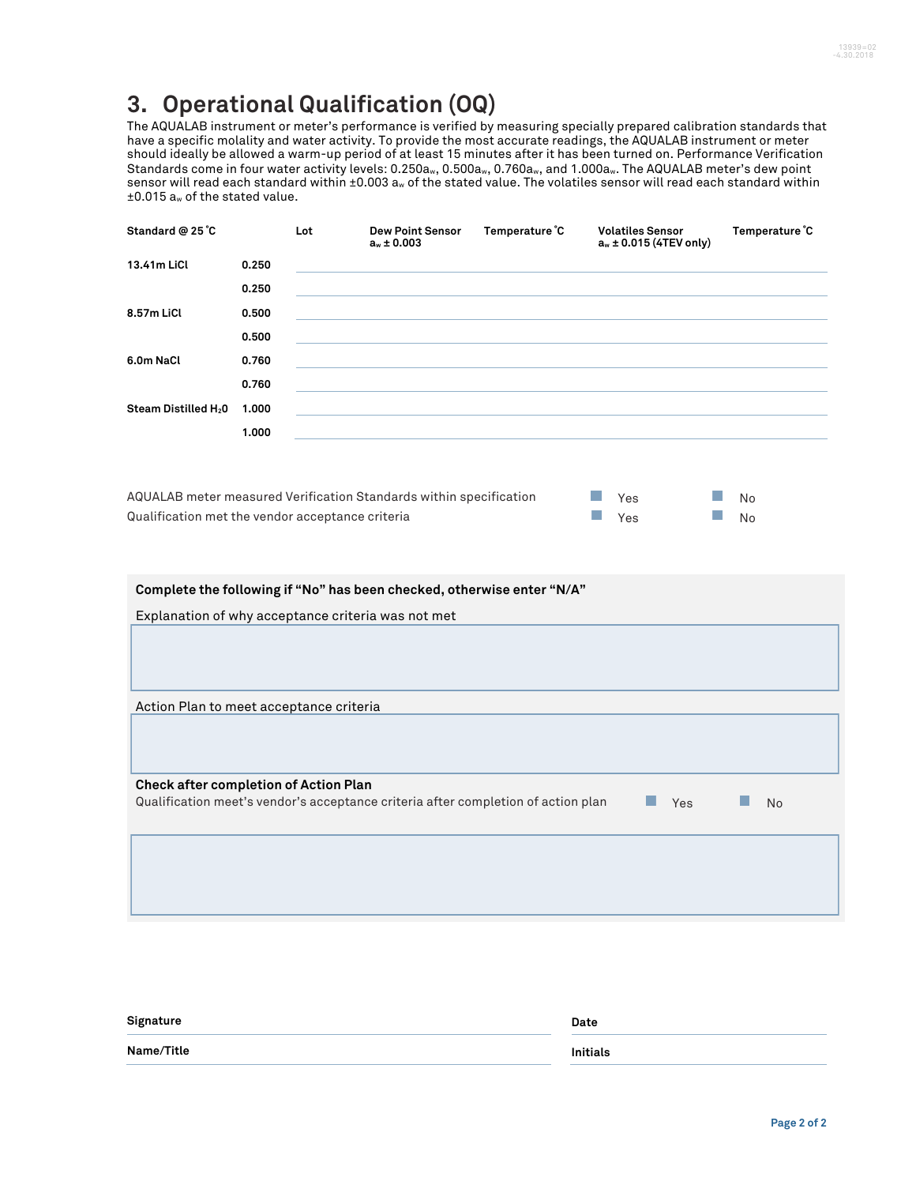# 3. Operational Qualification (OQ)

The AQUALAB instrument or meter's performance is verified by measuring specially prepared calibration standards that have a specific molality and water activity. To provide the most accurate readings, the AQUALAB instrument or meter should ideally be allowed a warm-up period of at least 15 minutes after it has been turned on. Performance Verification Standards come in four water activity levels: 0.250$a_w$, 0.500$a_w$, 0.760$a_w$, and 1.000$a_w$. The AQUALAB meter's dew point sensor will read each standard within ±0.003 $a_w$ of the stated value. The volatiles sensor will read each standard within ±0.015 $a_w$ of the stated value.

| Standard @ 25 ˚C | | Lot | Dew Point Sensor $a_w$ ± 0.003 | Temperature ˚C | Volatiles Sensor $a_w$ ± 0.015 (4TEV only) | Temperature ˚C |
|---|---|---|---|---|---|---|
| 13.41m LiCl | 0.250 | | | | | |
| | 0.250 | | | | | |
| 8.57m LiCl | 0.500 | | | | | |
| | 0.500 | | | | | |
| 6.0m NaCl | 0.760 | | | | | |
| | 0.760 | | | | | |
| Steam Distilled $H_2O$ | 1.000 | | | | | |
| | 1.000 | | | | | |

AQUALAB meter measured Verification Standards within specification ☐ Yes ☐ No

Qualification met the vendor acceptance criteria ☐ Yes ☐ No

**Complete the following if "No" has been checked, otherwise enter "N/A"**

Explanation of why acceptance criteria was not met

Action Plan to meet acceptance criteria

**Check after completion of Action Plan**

Qualification meet's vendor's acceptance criteria after completion of action plan ☐ Yes ☐ No

**Signature** **Date**

**Name/Title** **Initials**